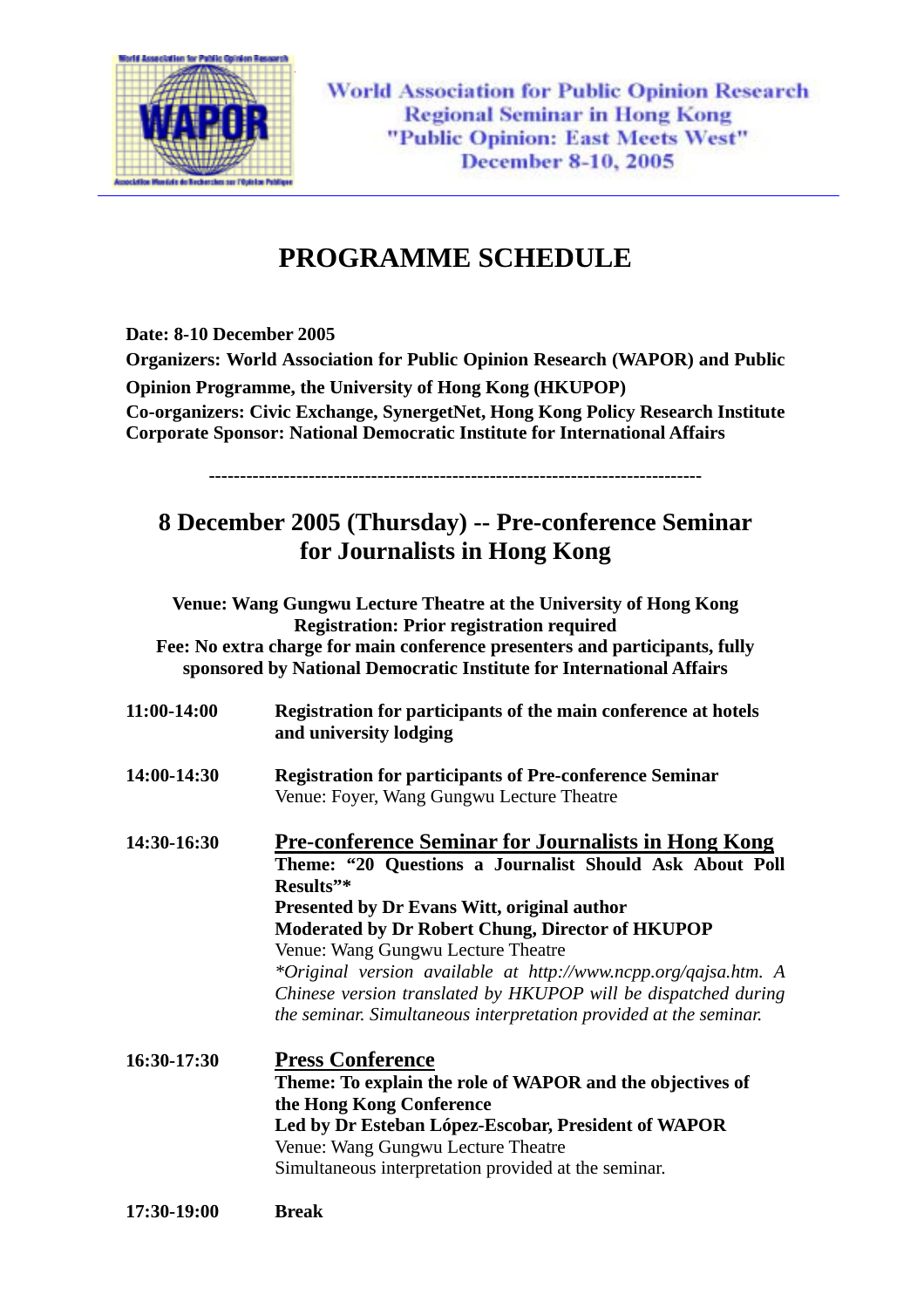World Association for Public Opinion Research
Regional Seminar in Hong Kong
"Public Opinion: East Meets West"
December 8-10, 2005

# PROGRAMME SCHEDULE

**Date: 8-10 December 2005**
**Organizers: World Association for Public Opinion Research (WAPOR) and Public Opinion Programme, the University of Hong Kong (HKUPOP)**
**Co-organizers: Civic Exchange, SynergetNet, Hong Kong Policy Research Institute**
**Corporate Sponsor: National Democratic Institute for International Affairs**

----------------------------------------------------------------------------

## 8 December 2005 (Thursday) -- Pre-conference Seminar for Journalists in Hong Kong

**Venue: Wang Gungwu Lecture Theatre at the University of Hong Kong**
**Registration: Prior registration required**
**Fee: No extra charge for main conference presenters and participants, fully sponsored by National Democratic Institute for International Affairs**

**11:00-14:00** — **Registration for participants of the main conference at hotels and university lodging**

**14:00-14:30** — **Registration for participants of Pre-conference Seminar**
Venue: Foyer, Wang Gungwu Lecture Theatre

**14:30-16:30** — **Pre-conference Seminar for Journalists in Hong Kong**
**Theme: "20 Questions a Journalist Should Ask About Poll Results"\***
**Presented by Dr Evans Witt, original author**
**Moderated by Dr Robert Chung, Director of HKUPOP**
Venue: Wang Gungwu Lecture Theatre
*\*Original version available at http://www.ncpp.org/qajsa.htm. A Chinese version translated by HKUPOP will be dispatched during the seminar. Simultaneous interpretation provided at the seminar.*

**16:30-17:30** — **Press Conference**
**Theme: To explain the role of WAPOR and the objectives of the Hong Kong Conference**
**Led by Dr Esteban López-Escobar, President of WAPOR**
Venue: Wang Gungwu Lecture Theatre
Simultaneous interpretation provided at the seminar.

**17:30-19:00** — **Break**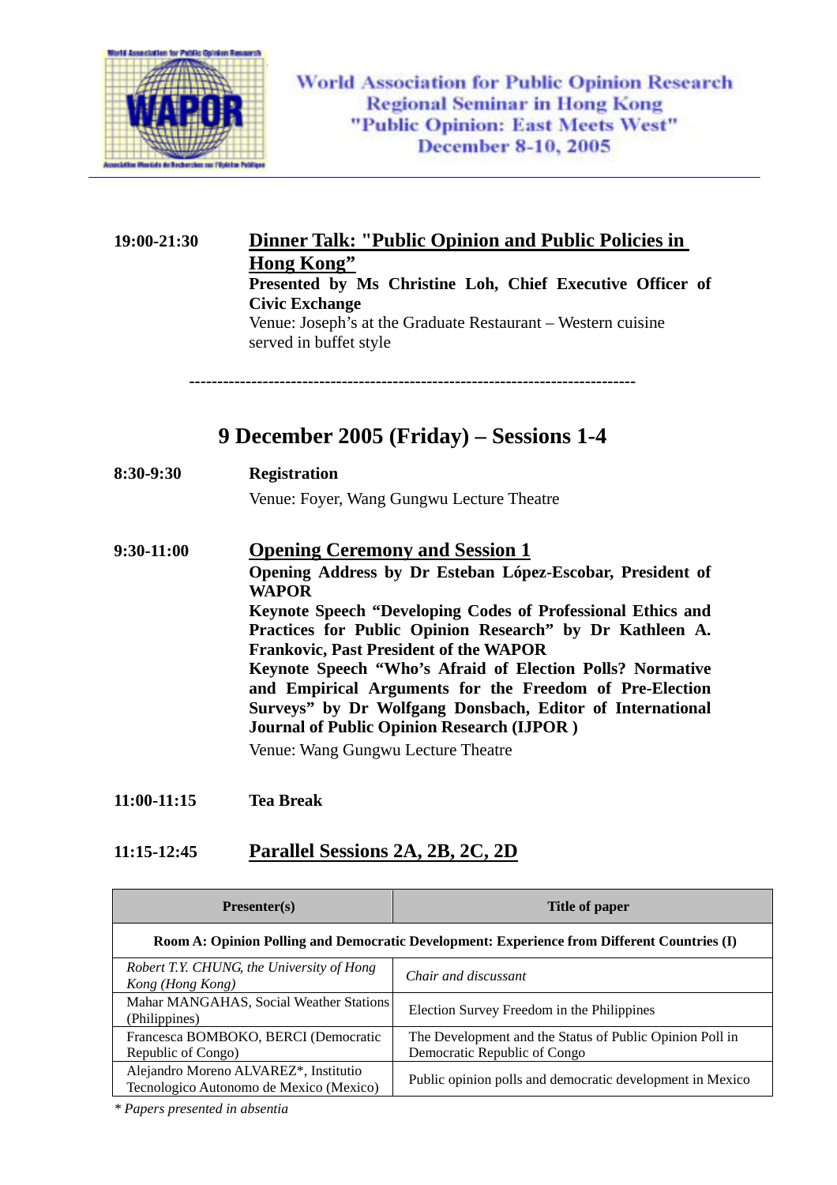19:00-21:30 **Dinner Talk: "Public Opinion and Public Policies in Hong Kong"**

**Presented by Ms Christine Loh, Chief Executive Officer of Civic Exchange**

Venue: Joseph's at the Graduate Restaurant – Western cuisine served in buffet style

---

## 9 December 2005 (Friday) – Sessions 1-4

**8:30-9:30** **Registration**

Venue: Foyer, Wang Gungwu Lecture Theatre

**9:30-11:00** **Opening Ceremony and Session 1**

**Opening Address by Dr Esteban López-Escobar, President of WAPOR**

**Keynote Speech "Developing Codes of Professional Ethics and Practices for Public Opinion Research" by Dr Kathleen A. Frankovic, Past President of the WAPOR**

**Keynote Speech "Who's Afraid of Election Polls? Normative and Empirical Arguments for the Freedom of Pre-Election Surveys" by Dr Wolfgang Donsbach, Editor of International Journal of Public Opinion Research (IJPOR )**

Venue: Wang Gungwu Lecture Theatre

**11:00-11:15** **Tea Break**

**11:15-12:45** **Parallel Sessions 2A, 2B, 2C, 2D**

| Presenter(s) | Title of paper |
|---|---|
| **Room A: Opinion Polling and Democratic Development: Experience from Different Countries (I)** | |
| *Robert T.Y. CHUNG, the University of Hong Kong (Hong Kong)* | *Chair and discussant* |
| Mahar MANGAHAS, Social Weather Stations (Philippines) | Election Survey Freedom in the Philippines |
| Francesca BOMBOKO, BERCI (Democratic Republic of Congo) | The Development and the Status of Public Opinion Poll in Democratic Republic of Congo |
| Alejandro Moreno ALVAREZ*, Institutio Tecnologico Autonomo de Mexico (Mexico) | Public opinion polls and democratic development in Mexico |

*\* Papers presented in absentia*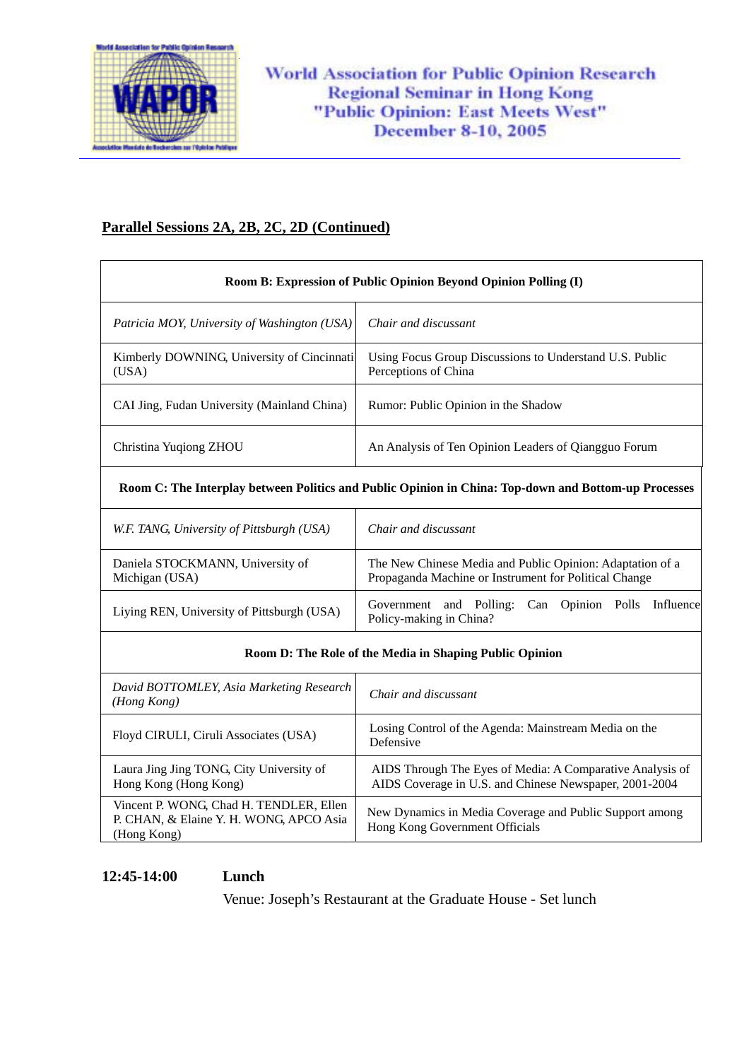## Parallel Sessions 2A, 2B, 2C, 2D (Continued)

| Room B: Expression of Public Opinion Beyond Opinion Polling (I) | |
|---|---|
| *Patricia MOY, University of Washington (USA)* | *Chair and discussant* |
| Kimberly DOWNING, University of Cincinnati (USA) | Using Focus Group Discussions to Understand U.S. Public Perceptions of China |
| CAI Jing, Fudan University (Mainland China) | Rumor: Public Opinion in the Shadow |
| Christina Yuqiong ZHOU | An Analysis of Ten Opinion Leaders of Qiangguo Forum |
| **Room C: The Interplay between Politics and Public Opinion in China: Top-down and Bottom-up Processes** | |
| *W.F. TANG, University of Pittsburgh (USA)* | *Chair and discussant* |
| Daniela STOCKMANN, University of Michigan (USA) | The New Chinese Media and Public Opinion: Adaptation of a Propaganda Machine or Instrument for Political Change |
| Liying REN, University of Pittsburgh (USA) | Government and Polling: Can Opinion Polls Influence Policy-making in China? |
| **Room D: The Role of the Media in Shaping Public Opinion** | |
| *David BOTTOMLEY, Asia Marketing Research (Hong Kong)* | *Chair and discussant* |
| Floyd CIRULI, Ciruli Associates (USA) | Losing Control of the Agenda: Mainstream Media on the Defensive |
| Laura Jing Jing TONG, City University of Hong Kong (Hong Kong) | AIDS Through The Eyes of Media: A Comparative Analysis of AIDS Coverage in U.S. and Chinese Newspaper, 2001-2004 |
| Vincent P. WONG, Chad H. TENDLER, Ellen P. CHAN, & Elaine Y. H. WONG, APCO Asia (Hong Kong) | New Dynamics in Media Coverage and Public Support among Hong Kong Government Officials |

**12:45-14:00** **Lunch**

Venue: Joseph's Restaurant at the Graduate House - Set lunch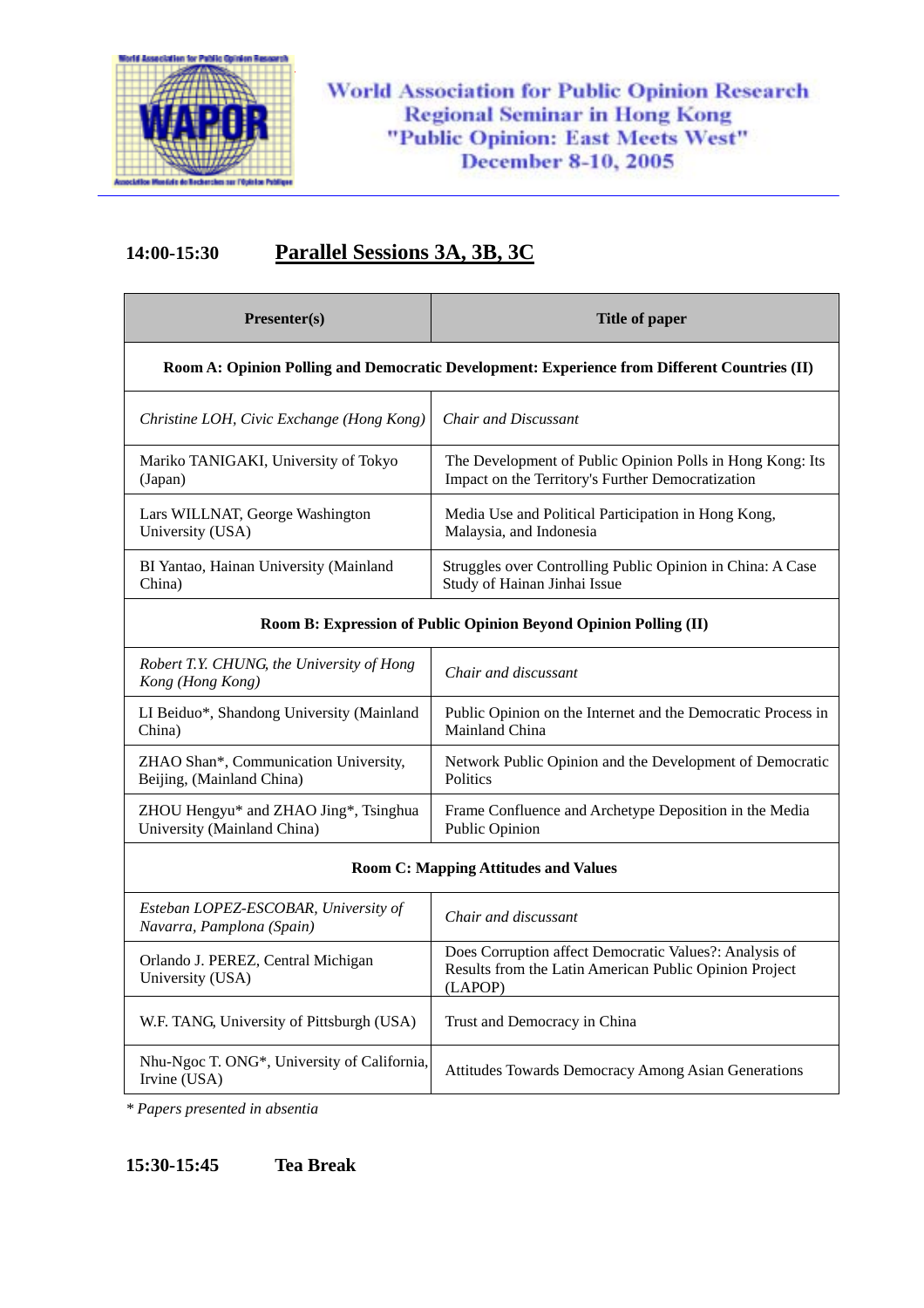**14:00-15:30 Parallel Sessions 3A, 3B, 3C**

| Presenter(s) | Title of paper |
|---|---|
| **Room A: Opinion Polling and Democratic Development: Experience from Different Countries (II)** | |
| *Christine LOH, Civic Exchange (Hong Kong)* | *Chair and Discussant* |
| Mariko TANIGAKI, University of Tokyo (Japan) | The Development of Public Opinion Polls in Hong Kong: Its Impact on the Territory's Further Democratization |
| Lars WILLNAT, George Washington University (USA) | Media Use and Political Participation in Hong Kong, Malaysia, and Indonesia |
| BI Yantao, Hainan University (Mainland China) | Struggles over Controlling Public Opinion in China: A Case Study of Hainan Jinhai Issue |
| **Room B: Expression of Public Opinion Beyond Opinion Polling (II)** | |
| *Robert T.Y. CHUNG, the University of Hong Kong (Hong Kong)* | *Chair and discussant* |
| LI Beiduo*, Shandong University (Mainland China) | Public Opinion on the Internet and the Democratic Process in Mainland China |
| ZHAO Shan*, Communication University, Beijing, (Mainland China) | Network Public Opinion and the Development of Democratic Politics |
| ZHOU Hengyu* and ZHAO Jing*, Tsinghua University (Mainland China) | Frame Confluence and Archetype Deposition in the Media Public Opinion |
| **Room C: Mapping Attitudes and Values** | |
| *Esteban LOPEZ-ESCOBAR, University of Navarra, Pamplona (Spain)* | *Chair and discussant* |
| Orlando J. PEREZ, Central Michigan University (USA) | Does Corruption affect Democratic Values?: Analysis of Results from the Latin American Public Opinion Project (LAPOP) |
| W.F. TANG, University of Pittsburgh (USA) | Trust and Democracy in China |
| Nhu-Ngoc T. ONG*, University of California, Irvine (USA) | Attitudes Towards Democracy Among Asian Generations |

*\* Papers presented in absentia*

**15:30-15:45 Tea Break**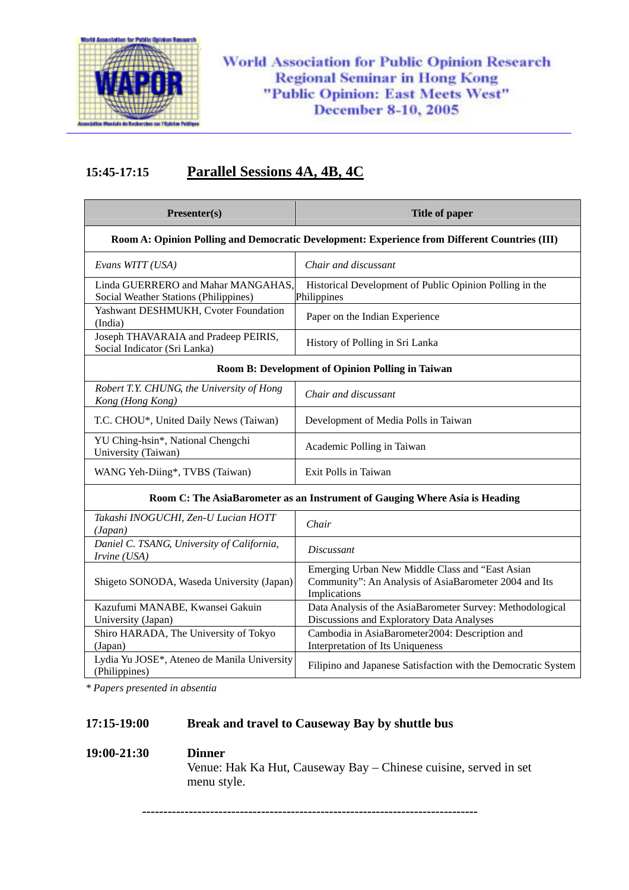**15:45-17:15 Parallel Sessions 4A, 4B, 4C**

| Presenter(s) | Title of paper |
|---|---|
| **Room A: Opinion Polling and Democratic Development: Experience from Different Countries (III)** | |
| *Evans WITT (USA)* | *Chair and discussant* |
| Linda GUERRERO and Mahar MANGAHAS, Social Weather Stations (Philippines) | Historical Development of Public Opinion Polling in the Philippines |
| Yashwant DESHMUKH, Cvoter Foundation (India) | Paper on the Indian Experience |
| Joseph THAVARAIA and Pradeep PEIRIS, Social Indicator (Sri Lanka) | History of Polling in Sri Lanka |
| **Room B: Development of Opinion Polling in Taiwan** | |
| *Robert T.Y. CHUNG, the University of Hong Kong (Hong Kong)* | *Chair and discussant* |
| T.C. CHOU*, United Daily News (Taiwan) | Development of Media Polls in Taiwan |
| YU Ching-hsin*, National Chengchi University (Taiwan) | Academic Polling in Taiwan |
| WANG Yeh-Diing*, TVBS (Taiwan) | Exit Polls in Taiwan |
| **Room C: The AsiaBarometer as an Instrument of Gauging Where Asia is Heading** | |
| *Takashi INOGUCHI, Zen-U Lucian HOTT (Japan)* | *Chair* |
| *Daniel C. TSANG, University of California, Irvine (USA)* | *Discussant* |
| Shigeto SONODA, Waseda University (Japan) | Emerging Urban New Middle Class and "East Asian Community": An Analysis of AsiaBarometer 2004 and Its Implications |
| Kazufumi MANABE, Kwansei Gakuin University (Japan) | Data Analysis of the AsiaBarometer Survey: Methodological Discussions and Exploratory Data Analyses |
| Shiro HARADA, The University of Tokyo (Japan) | Cambodia in AsiaBarometer2004: Description and Interpretation of Its Uniqueness |
| Lydia Yu JOSE*, Ateneo de Manila University (Philippines) | Filipino and Japanese Satisfaction with the Democratic System |

*\* Papers presented in absentia*

**17:15-19:00 Break and travel to Causeway Bay by shuttle bus**

**19:00-21:30 Dinner**
Venue: Hak Ka Hut, Causeway Bay – Chinese cuisine, served in set menu style.

--------------------------------------------------------------------------------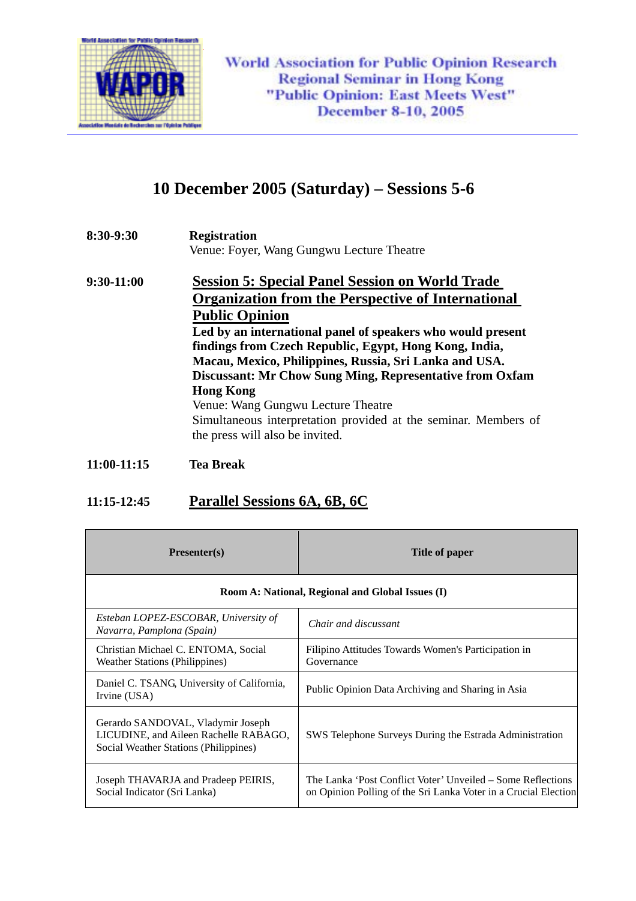# 10 December 2005 (Saturday) – Sessions 5-6

**8:30-9:30** **Registration**
Venue: Foyer, Wang Gungwu Lecture Theatre

**9:30-11:00** **Session 5: Special Panel Session on World Trade Organization from the Perspective of International Public Opinion**

**Led by an international panel of speakers who would present findings from Czech Republic, Egypt, Hong Kong, India, Macau, Mexico, Philippines, Russia, Sri Lanka and USA.**
**Discussant: Mr Chow Sung Ming, Representative from Oxfam Hong Kong**
Venue: Wang Gungwu Lecture Theatre
Simultaneous interpretation provided at the seminar. Members of the press will also be invited.

**11:00-11:15** **Tea Break**

**11:15-12:45** **Parallel Sessions 6A, 6B, 6C**

| Presenter(s) | Title of paper |
|---|---|
| **Room A: National, Regional and Global Issues (I)** | |
| *Esteban LOPEZ-ESCOBAR, University of Navarra, Pamplona (Spain)* | *Chair and discussant* |
| Christian Michael C. ENTOMA, Social Weather Stations (Philippines) | Filipino Attitudes Towards Women's Participation in Governance |
| Daniel C. TSANG, University of California, Irvine (USA) | Public Opinion Data Archiving and Sharing in Asia |
| Gerardo SANDOVAL, Vladymir Joseph LICUDINE, and Aileen Rachelle RABAGO, Social Weather Stations (Philippines) | SWS Telephone Surveys During the Estrada Administration |
| Joseph THAVARJA and Pradeep PEIRIS, Social Indicator (Sri Lanka) | The Lanka 'Post Conflict Voter' Unveiled – Some Reflections on Opinion Polling of the Sri Lanka Voter in a Crucial Election |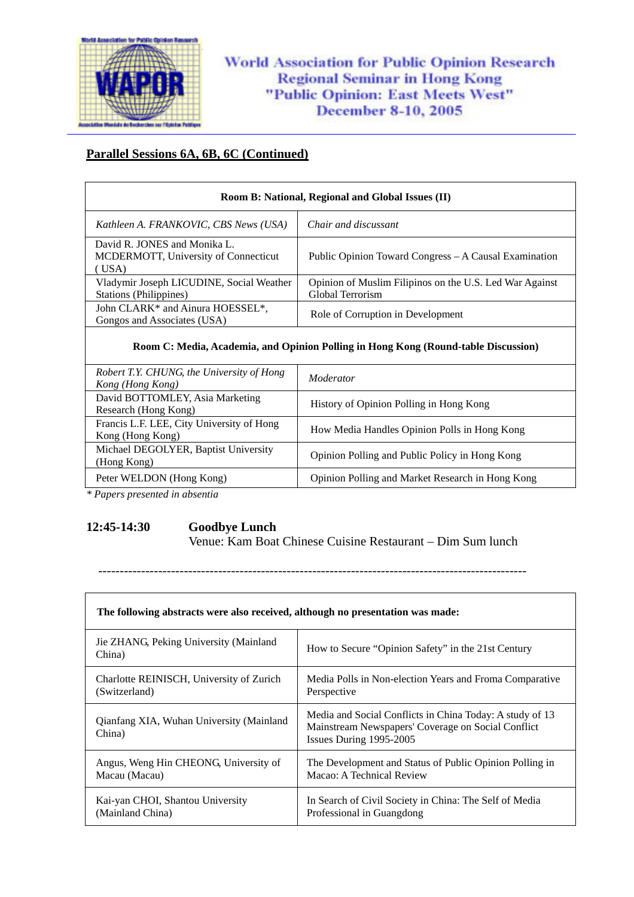## Parallel Sessions 6A, 6B, 6C (Continued)

| Room B: National, Regional and Global Issues (II) | |
|---|---|
| *Kathleen A. FRANKOVIC, CBS News (USA)* | *Chair and discussant* |
| David R. JONES and Monika L. MCDERMOTT, University of Connecticut ( USA) | Public Opinion Toward Congress – A Causal Examination |
| Vladymir Joseph LICUDINE, Social Weather Stations (Philippines) | Opinion of Muslim Filipinos on the U.S. Led War Against Global Terrorism |
| John CLARK* and Ainura HOESSEL*, Gongos and Associates (USA) | Role of Corruption in Development |
| **Room C: Media, Academia, and Opinion Polling in Hong Kong (Round-table Discussion)** | |
| *Robert T.Y. CHUNG, the University of Hong Kong (Hong Kong)* | *Moderator* |
| David BOTTOMLEY, Asia Marketing Research (Hong Kong) | History of Opinion Polling in Hong Kong |
| Francis L.F. LEE, City University of Hong Kong (Hong Kong) | How Media Handles Opinion Polls in Hong Kong |
| Michael DEGOLYER, Baptist University (Hong Kong) | Opinion Polling and Public Policy in Hong Kong |
| Peter WELDON (Hong Kong) | Opinion Polling and Market Research in Hong Kong |

*\* Papers presented in absentia*

**12:45-14:30** **Goodbye Lunch**
Venue: Kam Boat Chinese Cuisine Restaurant – Dim Sum lunch

---

| The following abstracts were also received, although no presentation was made: | |
|---|---|
| Jie ZHANG, Peking University (Mainland China) | How to Secure "Opinion Safety" in the 21st Century |
| Charlotte REINISCH, University of Zurich (Switzerland) | Media Polls in Non-election Years and Froma Comparative Perspective |
| Qianfang XIA, Wuhan University (Mainland China) | Media and Social Conflicts in China Today: A study of 13 Mainstream Newspapers' Coverage on Social Conflict Issues During 1995-2005 |
| Angus, Weng Hin CHEONG, University of Macau (Macau) | The Development and Status of Public Opinion Polling in Macao: A Technical Review |
| Kai-yan CHOI, Shantou University (Mainland China) | In Search of Civil Society in China: The Self of Media Professional in Guangdong |